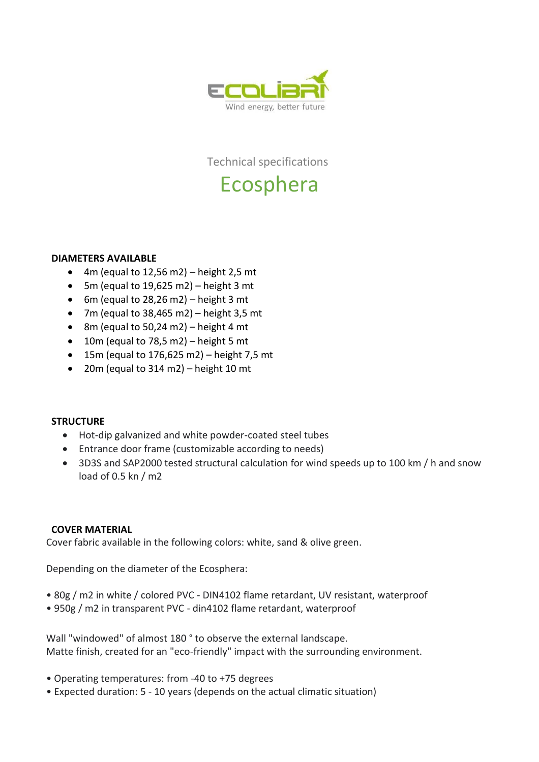ECOLIBRI

Wind energy, better future

Technical specifications

# Ecosphera

**DIAMETERS AVAILABLE**

- 4m (equal to 12,56 m2) – height 2,5 mt
- 5m (equal to 19,625 m2) – height 3 mt
- 6m (equal to 28,26 m2) – height 3 mt
- 7m (equal to 38,465 m2) – height 3,5 mt
- 8m (equal to 50,24 m2) – height 4 mt
- 10m (equal to 78,5 m2) – height 5 mt
- 15m (equal to 176,625 m2) – height 7,5 mt
- 20m (equal to 314 m2) – height 10 mt

**STRUCTURE**

- Hot-dip galvanized and white powder-coated steel tubes
- Entrance door frame (customizable according to needs)
- 3D3S and SAP2000 tested structural calculation for wind speeds up to 100 km / h and snow load of 0.5 kn / m2

**COVER MATERIAL**

Cover fabric available in the following colors: white, sand & olive green.

Depending on the diameter of the Ecosphera:

- 80g / m2 in white / colored PVC - DIN4102 flame retardant, UV resistant, waterproof
- 950g / m2 in transparent PVC - din4102 flame retardant, waterproof

Wall "windowed" of almost 180 ° to observe the external landscape.
Matte finish, created for an "eco-friendly" impact with the surrounding environment.

- Operating temperatures: from -40 to +75 degrees
- Expected duration: 5 - 10 years (depends on the actual climatic situation)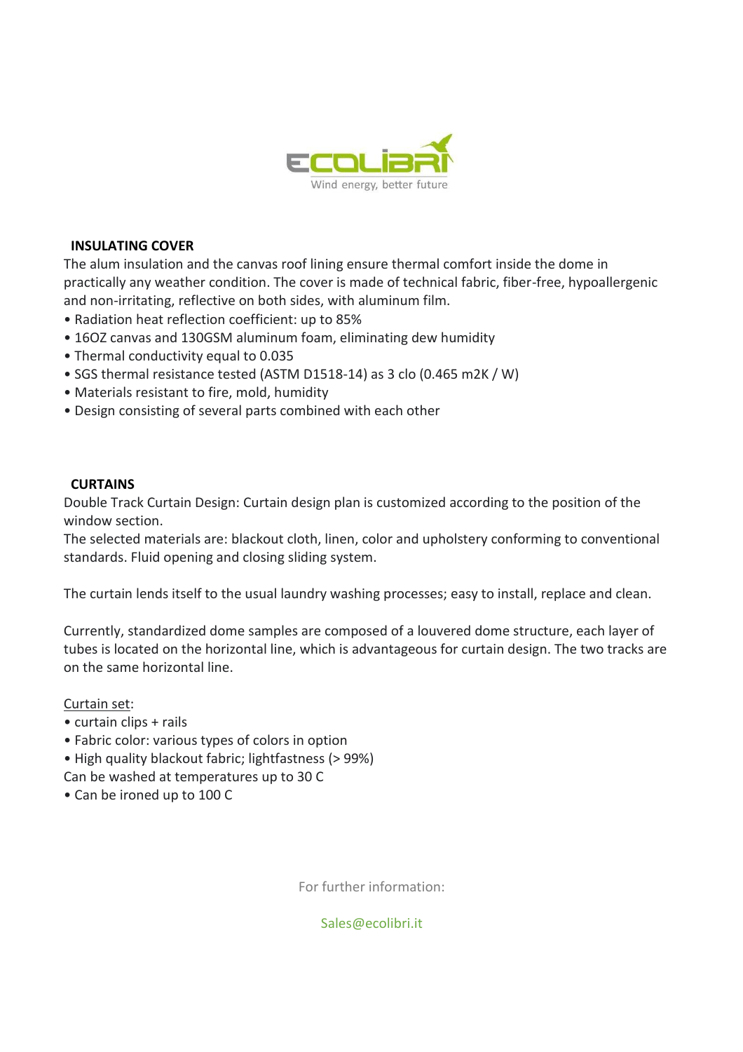ECOLIBRI

Wind energy, better future

## INSULATING COVER

The alum insulation and the canvas roof lining ensure thermal comfort inside the dome in practically any weather condition. The cover is made of technical fabric, fiber-free, hypoallergenic and non-irritating, reflective on both sides, with aluminum film.

- Radiation heat reflection coefficient: up to 85%
- 16OZ canvas and 130GSM aluminum foam, eliminating dew humidity
- Thermal conductivity equal to 0.035
- SGS thermal resistance tested (ASTM D1518-14) as 3 clo (0.465 m2K / W)
- Materials resistant to fire, mold, humidity
- Design consisting of several parts combined with each other

## CURTAINS

Double Track Curtain Design: Curtain design plan is customized according to the position of the window section.

The selected materials are: blackout cloth, linen, color and upholstery conforming to conventional standards. Fluid opening and closing sliding system.

The curtain lends itself to the usual laundry washing processes; easy to install, replace and clean.

Currently, standardized dome samples are composed of a louvered dome structure, each layer of tubes is located on the horizontal line, which is advantageous for curtain design. The two tracks are on the same horizontal line.

<u>Curtain set</u>:

- curtain clips + rails
- Fabric color: various types of colors in option
- High quality blackout fabric; lightfastness (> 99%)

Can be washed at temperatures up to 30 C

- Can be ironed up to 100 C

For further information:

Sales@ecolibri.it